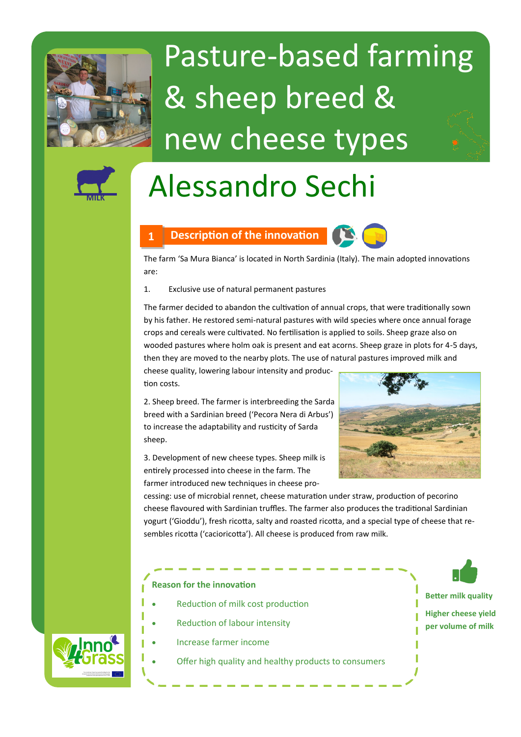# Pasture-based farming & sheep breed & new cheese types

MILK

# Alessandro Sechi

## 1 Description of the innovation

The farm 'Sa Mura Bianca' is located in North Sardinia (Italy). The main adopted innovations are:

1. Exclusive use of natural permanent pastures

The farmer decided to abandon the cultivation of annual crops, that were traditionally sown by his father. He restored semi-natural pastures with wild species where once annual forage crops and cereals were cultivated. No fertilisation is applied to soils. Sheep graze also on wooded pastures where holm oak is present and eat acorns. Sheep graze in plots for 4-5 days, then they are moved to the nearby plots. The use of natural pastures improved milk and cheese quality, lowering labour intensity and production costs.

2. Sheep breed. The farmer is interbreeding the Sarda breed with a Sardinian breed ('Pecora Nera di Arbus') to increase the adaptability and rusticity of Sarda sheep.

3. Development of new cheese types. Sheep milk is entirely processed into cheese in the farm. The farmer introduced new techniques in cheese processing: use of microbial rennet, cheese maturation under straw, production of pecorino cheese flavoured with Sardinian truffles. The farmer also produces the traditional Sardinian yogurt ('Gioddu'), fresh ricotta, salty and roasted ricotta, and a special type of cheese that resembles ricotta ('cacioricotta'). All cheese is produced from raw milk.

### Reason for the innovation

- Reduction of milk cost production
- Reduction of labour intensity
- Increase farmer income
- Offer high quality and healthy products to consumers

**Better milk quality**

**Higher cheese yield per volume of milk**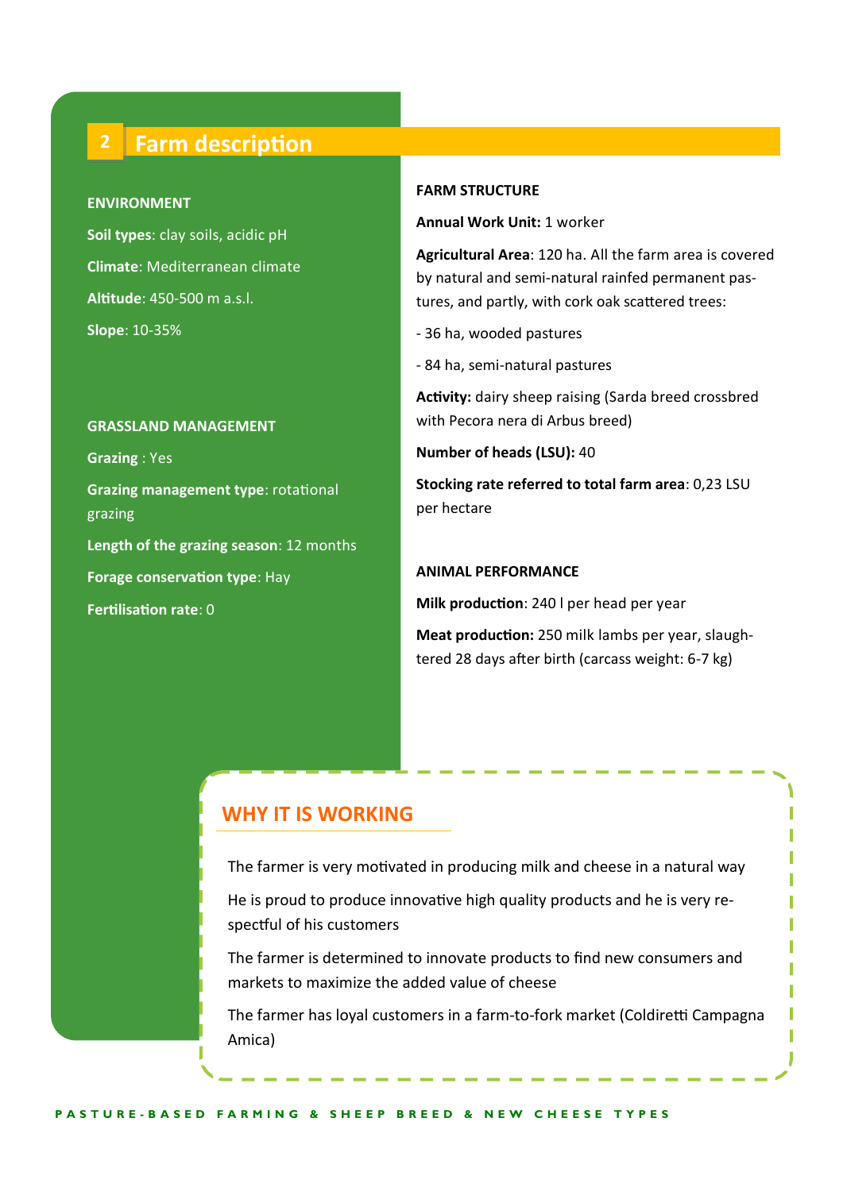## 2 Farm description

**ENVIRONMENT**

**Soil types**: clay soils, acidic pH

**Climate**: Mediterranean climate

**Altitude**: 450-500 m a.s.l.

**Slope**: 10-35%

**GRASSLAND MANAGEMENT**

**Grazing** : Yes

**Grazing management type**: rotational grazing

**Length of the grazing season**: 12 months

**Forage conservation type**: Hay

**Fertilisation rate**: 0

**FARM STRUCTURE**

**Annual Work Unit:** 1 worker

**Agricultural Area**: 120 ha. All the farm area is covered by natural and semi-natural rainfed permanent pastures, and partly, with cork oak scattered trees:

- 36 ha, wooded pastures
- 84 ha, semi-natural pastures

**Activity:** dairy sheep raising (Sarda breed crossbred with Pecora nera di Arbus breed)

**Number of heads (LSU):** 40

**Stocking rate referred to total farm area**: 0,23 LSU per hectare

**ANIMAL PERFORMANCE**

**Milk production**: 240 l per head per year

**Meat production:** 250 milk lambs per year, slaughtered 28 days after birth (carcass weight: 6-7 kg)

### WHY IT IS WORKING

The farmer is very motivated in producing milk and cheese in a natural way

He is proud to produce innovative high quality products and he is very respectful of his customers

The farmer is determined to innovate products to find new consumers and markets to maximize the added value of cheese

The farmer has loyal customers in a farm-to-fork market (Coldiretti Campagna Amica)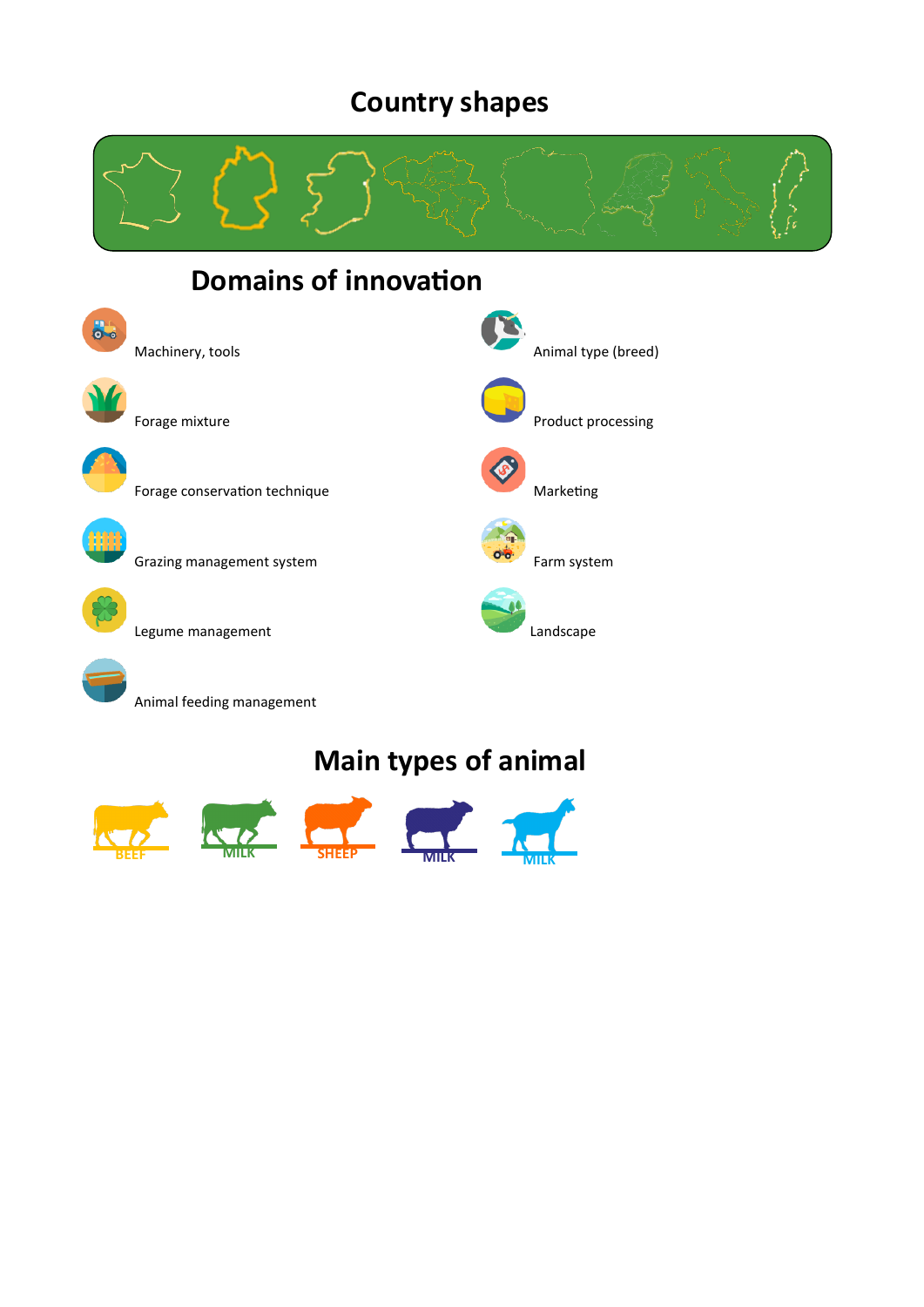## Country shapes

## Domains of innovation

- Machinery, tools
- Forage mixture
- Forage conservation technique
- Grazing management system
- Legume management
- Animal feeding management
- Animal type (breed)
- Product processing
- Marketing
- Farm system
- Landscape

## Main types of animal

BEEF

MILK

SHEEP

MILK

MILK